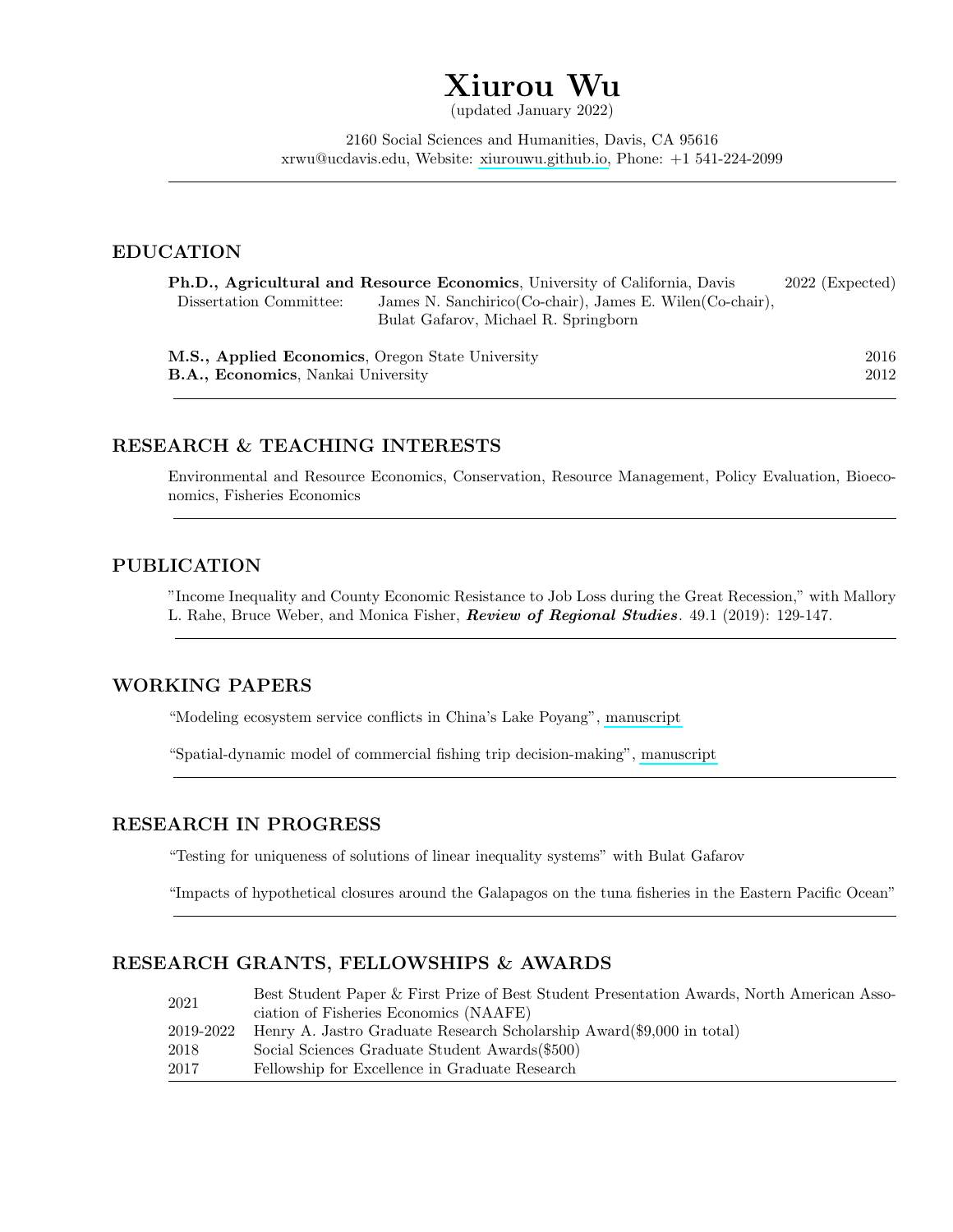# Xiurou Wu

(updated January 2022)

2160 Social Sciences and Humanities, Davis, CA 95616
xrwu@ucdavis.edu, Website: xiurouwu.github.io, Phone: +1 541-224-2099

---

## EDUCATION

**Ph.D., Agricultural and Resource Economics**, University of California, Davis — 2022 (Expected)
Dissertation Committee: James N. Sanchirico(Co-chair), James E. Wilen(Co-chair), Bulat Gafarov, Michael R. Springborn

**M.S., Applied Economics**, Oregon State University — 2016
**B.A., Economics**, Nankai University — 2012

---

## RESEARCH & TEACHING INTERESTS

Environmental and Resource Economics, Conservation, Resource Management, Policy Evaluation, Bioeconomics, Fisheries Economics

---

## PUBLICATION

"Income Inequality and County Economic Resistance to Job Loss during the Great Recession," with Mallory L. Rahe, Bruce Weber, and Monica Fisher, ***Review of Regional Studies***. 49.1 (2019): 129-147.

---

## WORKING PAPERS

"Modeling ecosystem service conflicts in China's Lake Poyang", manuscript

"Spatial-dynamic model of commercial fishing trip decision-making", manuscript

---

## RESEARCH IN PROGRESS

"Testing for uniqueness of solutions of linear inequality systems" with Bulat Gafarov

"Impacts of hypothetical closures around the Galapagos on the tuna fisheries in the Eastern Pacific Ocean"

---

## RESEARCH GRANTS, FELLOWSHIPS & AWARDS

| | |
|---|---|
| 2021 | Best Student Paper & First Prize of Best Student Presentation Awards, North American Association of Fisheries Economics (NAAFE) |
| 2019-2022 | Henry A. Jastro Graduate Research Scholarship Award($9,000 in total) |
| 2018 | Social Sciences Graduate Student Awards($500) |
| 2017 | Fellowship for Excellence in Graduate Research |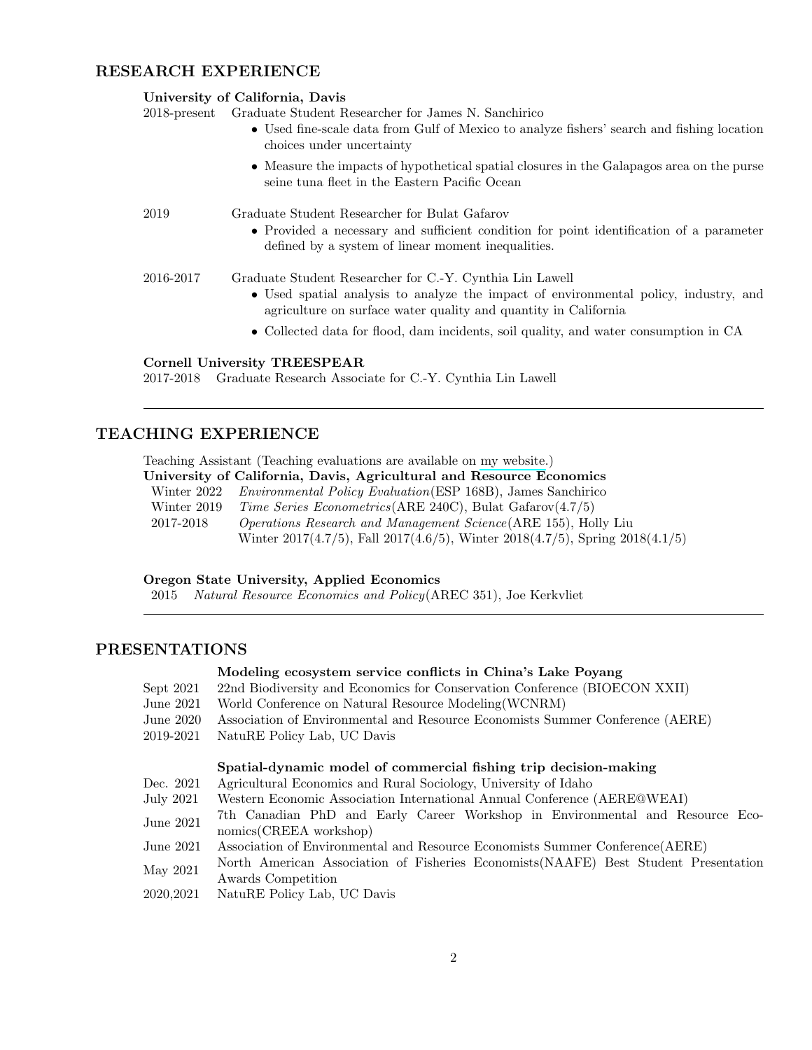## RESEARCH EXPERIENCE

**University of California, Davis**

2018-present Graduate Student Researcher for James N. Sanchirico

- Used fine-scale data from Gulf of Mexico to analyze fishers' search and fishing location choices under uncertainty
- Measure the impacts of hypothetical spatial closures in the Galapagos area on the purse seine tuna fleet in the Eastern Pacific Ocean

2019 Graduate Student Researcher for Bulat Gafarov

- Provided a necessary and sufficient condition for point identification of a parameter defined by a system of linear moment inequalities.

2016-2017 Graduate Student Researcher for C.-Y. Cynthia Lin Lawell

- Used spatial analysis to analyze the impact of environmental policy, industry, and agriculture on surface water quality and quantity in California
- Collected data for flood, dam incidents, soil quality, and water consumption in CA

**Cornell University TREESPEAR**

2017-2018 Graduate Research Associate for C.-Y. Cynthia Lin Lawell

---

## TEACHING EXPERIENCE

Teaching Assistant (Teaching evaluations are available on my website.)

**University of California, Davis, Agricultural and Resource Economics**

Winter 2022 *Environmental Policy Evaluation*(ESP 168B), James Sanchirico

Winter 2019 *Time Series Econometrics*(ARE 240C), Bulat Gafarov(4.7/5)

2017-2018 *Operations Research and Management Science*(ARE 155), Holly Liu
Winter 2017(4.7/5), Fall 2017(4.6/5), Winter 2018(4.7/5), Spring 2018(4.1/5)

**Oregon State University, Applied Economics**

2015 *Natural Resource Economics and Policy*(AREC 351), Joe Kerkvliet

---

## PRESENTATIONS

**Modeling ecosystem service conflicts in China's Lake Poyang**

Sept 2021 22nd Biodiversity and Economics for Conservation Conference (BIOECON XXII)

June 2021 World Conference on Natural Resource Modeling(WCNRM)

June 2020 Association of Environmental and Resource Economists Summer Conference (AERE)

2019-2021 NatuRE Policy Lab, UC Davis

**Spatial-dynamic model of commercial fishing trip decision-making**

Dec. 2021 Agricultural Economics and Rural Sociology, University of Idaho

July 2021 Western Economic Association International Annual Conference (AERE@WEAI)

June 2021 7th Canadian PhD and Early Career Workshop in Environmental and Resource Economics(CREEA workshop)

June 2021 Association of Environmental and Resource Economists Summer Conference(AERE)

May 2021 North American Association of Fisheries Economists(NAAFE) Best Student Presentation Awards Competition

2020,2021 NatuRE Policy Lab, UC Davis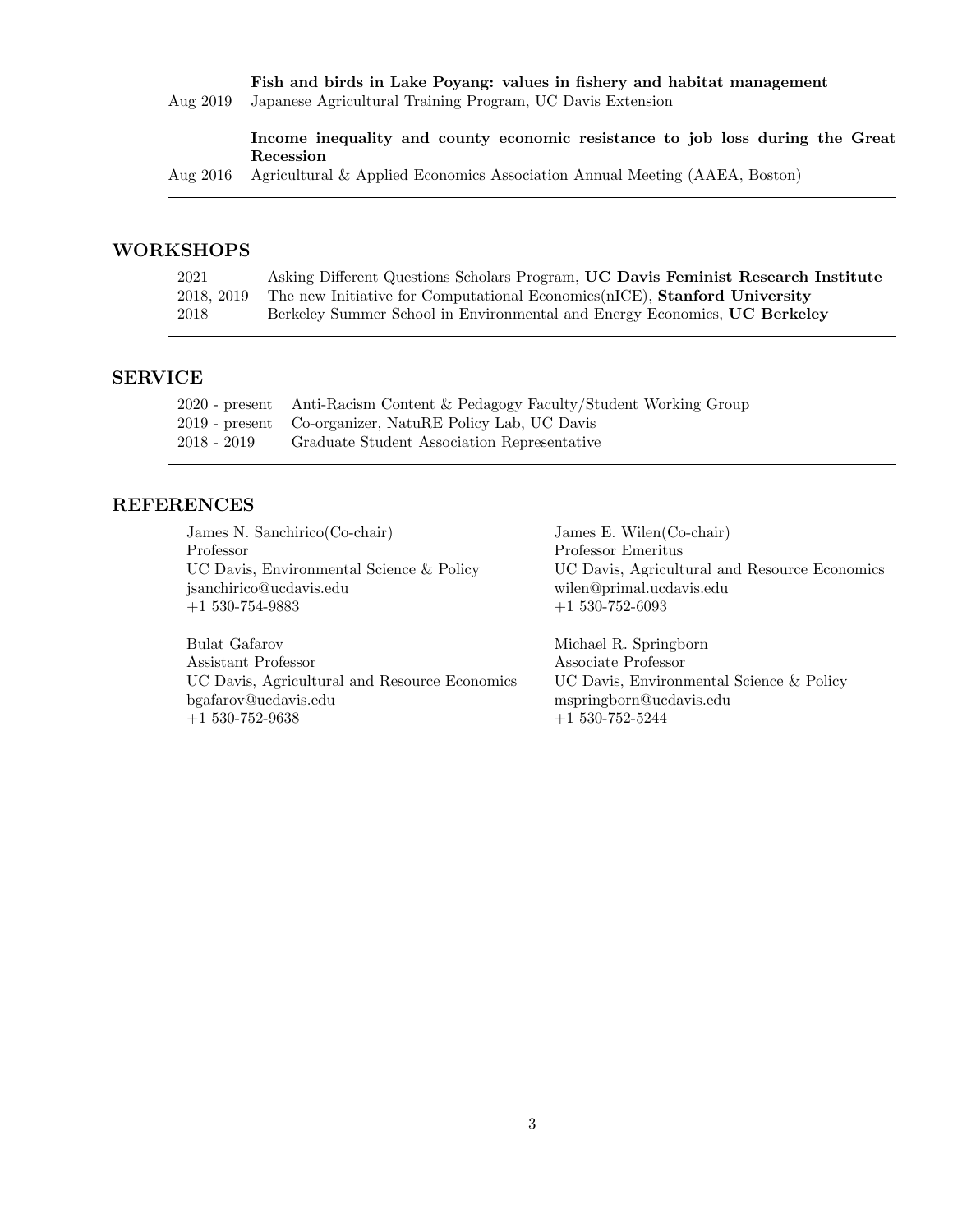**Fish and birds in Lake Poyang: values in fishery and habitat management**

Aug 2019 Japanese Agricultural Training Program, UC Davis Extension

**Income inequality and county economic resistance to job loss during the Great Recession**

Aug 2016 Agricultural & Applied Economics Association Annual Meeting (AAEA, Boston)

## WORKSHOPS

| | |
|---|---|
| 2021 | Asking Different Questions Scholars Program, **UC Davis Feminist Research Institute** |
| 2018, 2019 | The new Initiative for Computational Economics(nICE), **Stanford University** |
| 2018 | Berkeley Summer School in Environmental and Energy Economics, **UC Berkeley** |

## SERVICE

| | |
|---|---|
| 2020 - present | Anti-Racism Content & Pedagogy Faculty/Student Working Group |
| 2019 - present | Co-organizer, NatuRE Policy Lab, UC Davis |
| 2018 - 2019 | Graduate Student Association Representative |

## REFERENCES

James N. Sanchirico(Co-chair)
Professor
UC Davis, Environmental Science & Policy
jsanchirico@ucdavis.edu
+1 530-754-9883

James E. Wilen(Co-chair)
Professor Emeritus
UC Davis, Agricultural and Resource Economics
wilen@primal.ucdavis.edu
+1 530-752-6093

Bulat Gafarov
Assistant Professor
UC Davis, Agricultural and Resource Economics
bgafarov@ucdavis.edu
+1 530-752-9638

Michael R. Springborn
Associate Professor
UC Davis, Environmental Science & Policy
mspringborn@ucdavis.edu
+1 530-752-5244